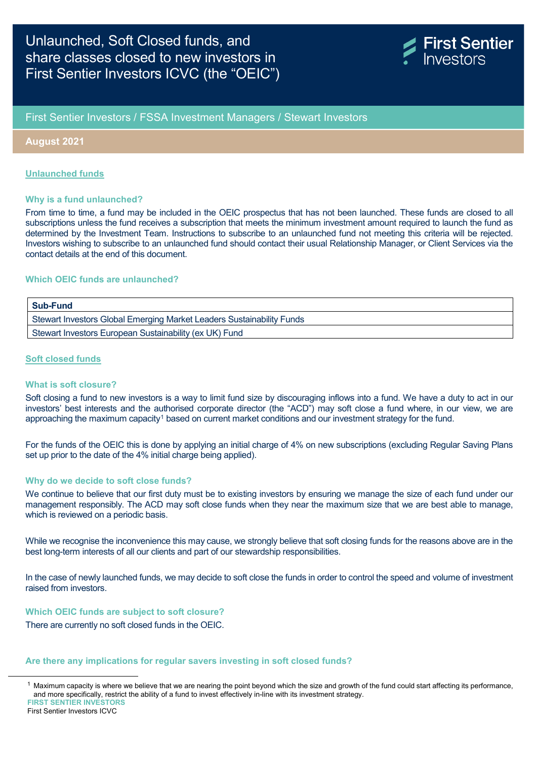# Unlaunched, Soft Closed funds, and share classes closed to new investors in First Sentier Investors ICVC (the "OEIC")

First Sentier Investors / FSSA Investment Managers / Stewart Investors

**August 2021**

## Unlaunched funds

### Why is a fund unlaunched?

From time to time, a fund may be included in the OEIC prospectus that has not been launched. These funds are closed to all subscriptions unless the fund receives a subscription that meets the minimum investment amount required to launch the fund as determined by the Investment Team. Instructions to subscribe to an unlaunched fund not meeting this criteria will be rejected. Investors wishing to subscribe to an unlaunched fund should contact their usual Relationship Manager, or Client Services via the contact details at the end of this document.

### Which OEIC funds are unlaunched?

| Sub-Fund |
| --- |
| Stewart Investors Global Emerging Market Leaders Sustainability Funds |
| Stewart Investors European Sustainability (ex UK) Fund |

## Soft closed funds

### What is soft closure?

Soft closing a fund to new investors is a way to limit fund size by discouraging inflows into a fund. We have a duty to act in our investors' best interests and the authorised corporate director (the "ACD") may soft close a fund where, in our view, we are approaching the maximum capacity[1] based on current market conditions and our investment strategy for the fund.

For the funds of the OEIC this is done by applying an initial charge of 4% on new subscriptions (excluding Regular Saving Plans set up prior to the date of the 4% initial charge being applied).

### Why do we decide to soft close funds?

We continue to believe that our first duty must be to existing investors by ensuring we manage the size of each fund under our management responsibly. The ACD may soft close funds when they near the maximum size that we are best able to manage, which is reviewed on a periodic basis.

While we recognise the inconvenience this may cause, we strongly believe that soft closing funds for the reasons above are in the best long-term interests of all our clients and part of our stewardship responsibilities.

In the case of newly launched funds, we may decide to soft close the funds in order to control the speed and volume of investment raised from investors.

### Which OEIC funds are subject to soft closure?

There are currently no soft closed funds in the OEIC.

### Are there any implications for regular savers investing in soft closed funds?

[1] Maximum capacity is where we believe that we are nearing the point beyond which the size and growth of the fund could start affecting its performance, and more specifically, restrict the ability of a fund to invest effectively in-line with its investment strategy.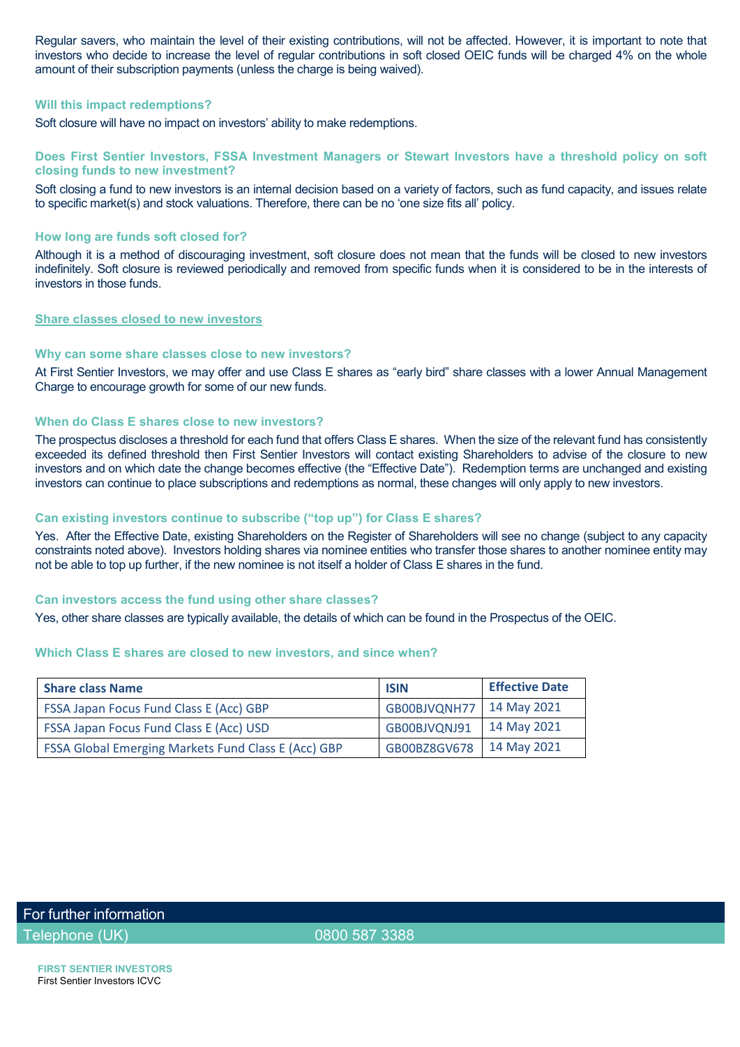Regular savers, who maintain the level of their existing contributions, will not be affected. However, it is important to note that investors who decide to increase the level of regular contributions in soft closed OEIC funds will be charged 4% on the whole amount of their subscription payments (unless the charge is being waived).

### Will this impact redemptions?

Soft closure will have no impact on investors' ability to make redemptions.

### Does First Sentier Investors, FSSA Investment Managers or Stewart Investors have a threshold policy on soft closing funds to new investment?

Soft closing a fund to new investors is an internal decision based on a variety of factors, such as fund capacity, and issues relate to specific market(s) and stock valuations. Therefore, there can be no 'one size fits all' policy.

### How long are funds soft closed for?

Although it is a method of discouraging investment, soft closure does not mean that the funds will be closed to new investors indefinitely. Soft closure is reviewed periodically and removed from specific funds when it is considered to be in the interests of investors in those funds.

## Share classes closed to new investors

### Why can some share classes close to new investors?

At First Sentier Investors, we may offer and use Class E shares as "early bird" share classes with a lower Annual Management Charge to encourage growth for some of our new funds.

### When do Class E shares close to new investors?

The prospectus discloses a threshold for each fund that offers Class E shares. When the size of the relevant fund has consistently exceeded its defined threshold then First Sentier Investors will contact existing Shareholders to advise of the closure to new investors and on which date the change becomes effective (the "Effective Date"). Redemption terms are unchanged and existing investors can continue to place subscriptions and redemptions as normal, these changes will only apply to new investors.

### Can existing investors continue to subscribe ("top up") for Class E shares?

Yes. After the Effective Date, existing Shareholders on the Register of Shareholders will see no change (subject to any capacity constraints noted above). Investors holding shares via nominee entities who transfer those shares to another nominee entity may not be able to top up further, if the new nominee is not itself a holder of Class E shares in the fund.

### Can investors access the fund using other share classes?

Yes, other share classes are typically available, the details of which can be found in the Prospectus of the OEIC.

### Which Class E shares are closed to new investors, and since when?

| Share class Name | ISIN | Effective Date |
|---|---|---|
| FSSA Japan Focus Fund Class E (Acc) GBP | GB00BJVQNH77 | 14 May 2021 |
| FSSA Japan Focus Fund Class E (Acc) USD | GB00BJVQNJ91 | 14 May 2021 |
| FSSA Global Emerging Markets Fund Class E (Acc) GBP | GB00BZ8GV678 | 14 May 2021 |

For further information

Telephone (UK) 0800 587 3388

**FIRST SENTIER INVESTORS**
First Sentier Investors ICVC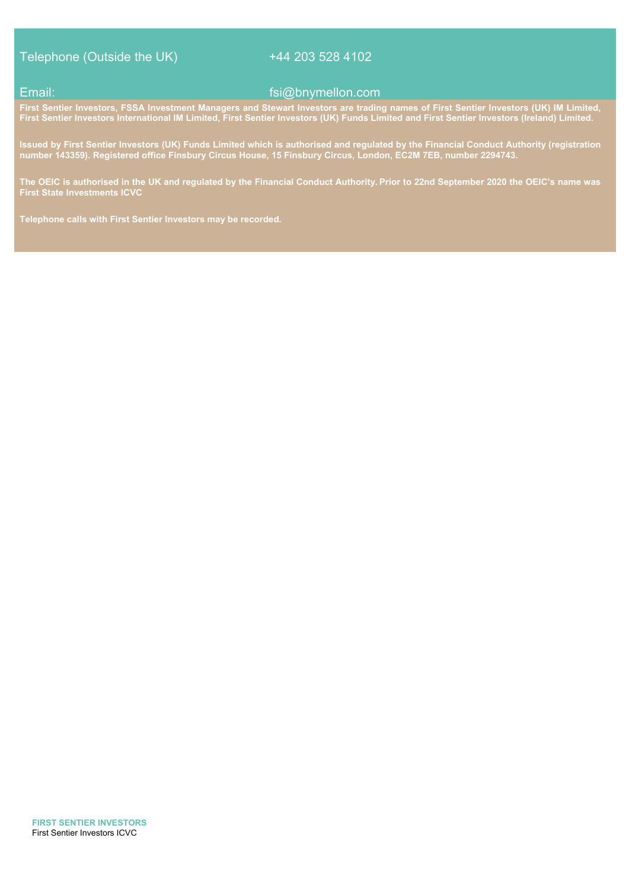| | |
|---|---|
| Telephone (Outside the UK) | +44 203 528 4102 |
| Email: | fsi@bnymellon.com |

**First Sentier Investors, FSSA Investment Managers and Stewart Investors are trading names of First Sentier Investors (UK) IM Limited, First Sentier Investors International IM Limited, First Sentier Investors (UK) Funds Limited and First Sentier Investors (Ireland) Limited.**

**Issued by First Sentier Investors (UK) Funds Limited which is authorised and regulated by the Financial Conduct Authority (registration number 143359). Registered office Finsbury Circus House, 15 Finsbury Circus, London, EC2M 7EB, number 2294743.**

**The OEIC is authorised in the UK and regulated by the Financial Conduct Authority. Prior to 22nd September 2020 the OEIC's name was First State Investments ICVC**

**Telephone calls with First Sentier Investors may be recorded.**